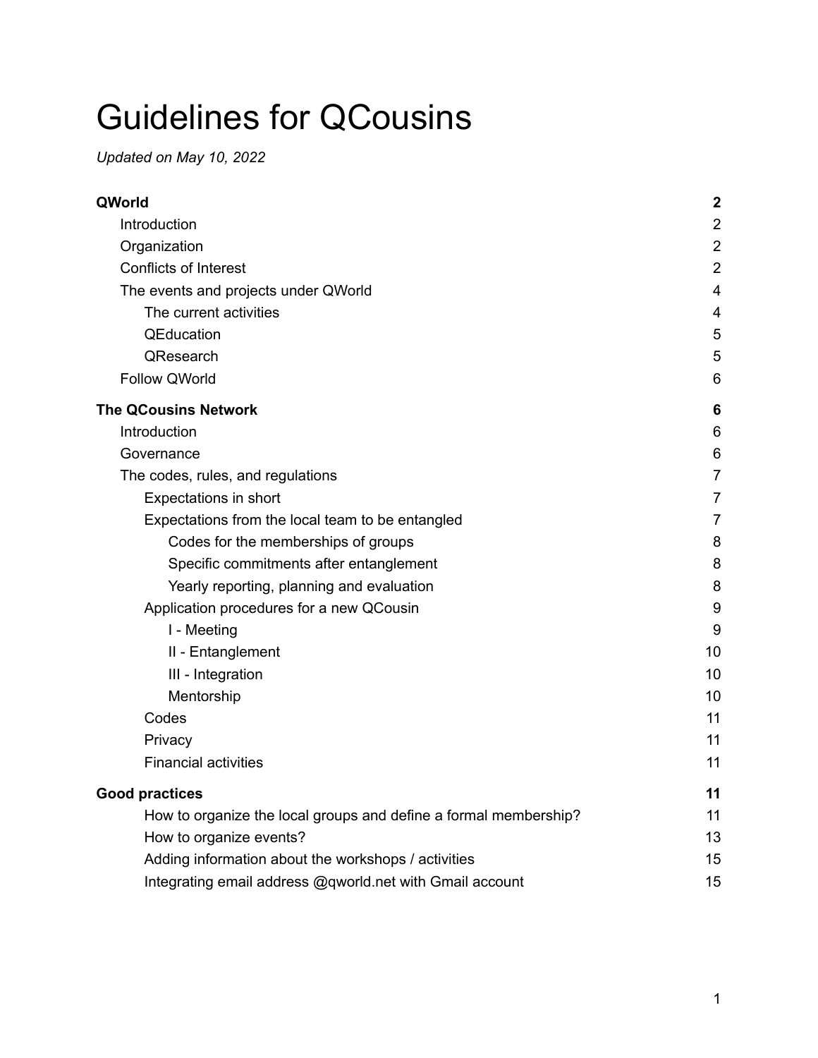# Guidelines for QCousins

*Updated on May 10, 2022*

| | |
|---|---|
| **QWorld** | **2** |
| Introduction | 2 |
| Organization | 2 |
| Conflicts of Interest | 2 |
| The events and projects under QWorld | 4 |
| The current activities | 4 |
| QEducation | 5 |
| QResearch | 5 |
| Follow QWorld | 6 |
| **The QCousins Network** | **6** |
| Introduction | 6 |
| Governance | 6 |
| The codes, rules, and regulations | 7 |
| Expectations in short | 7 |
| Expectations from the local team to be entangled | 7 |
| Codes for the memberships of groups | 8 |
| Specific commitments after entanglement | 8 |
| Yearly reporting, planning and evaluation | 8 |
| Application procedures for a new QCousin | 9 |
| I - Meeting | 9 |
| II - Entanglement | 10 |
| III - Integration | 10 |
| Mentorship | 10 |
| Codes | 11 |
| Privacy | 11 |
| Financial activities | 11 |
| **Good practices** | **11** |
| How to organize the local groups and define a formal membership? | 11 |
| How to organize events? | 13 |
| Adding information about the workshops / activities | 15 |
| Integrating email address @qworld.net with Gmail account | 15 |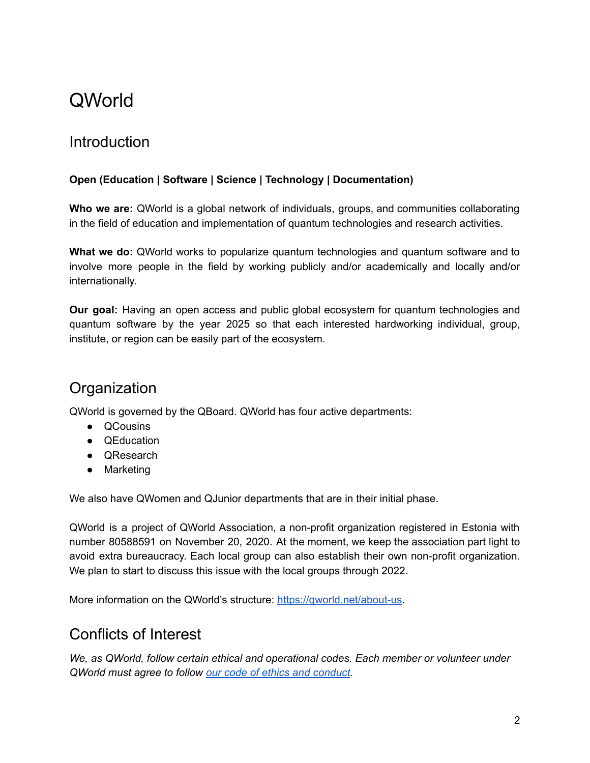# QWorld

## Introduction

**Open (Education | Software | Science | Technology | Documentation)**

**Who we are:** QWorld is a global network of individuals, groups, and communities collaborating in the field of education and implementation of quantum technologies and research activities.

**What we do:** QWorld works to popularize quantum technologies and quantum software and to involve more people in the field by working publicly and/or academically and locally and/or internationally.

**Our goal:** Having an open access and public global ecosystem for quantum technologies and quantum software by the year 2025 so that each interested hardworking individual, group, institute, or region can be easily part of the ecosystem.

## Organization

QWorld is governed by the QBoard. QWorld has four active departments:

- QCousins
- QEducation
- QResearch
- Marketing

We also have QWomen and QJunior departments that are in their initial phase.

QWorld is a project of QWorld Association, a non-profit organization registered in Estonia with number 80588591 on November 20, 2020. At the moment, we keep the association part light to avoid extra bureaucracy. Each local group can also establish their own non-profit organization. We plan to start to discuss this issue with the local groups through 2022.

More information on the QWorld's structure: [https://qworld.net/about-us](https://qworld.net/about-us).

## Conflicts of Interest

*We, as QWorld, follow certain ethical and operational codes. Each member or volunteer under QWorld must agree to follow [our code of ethics and conduct](#).*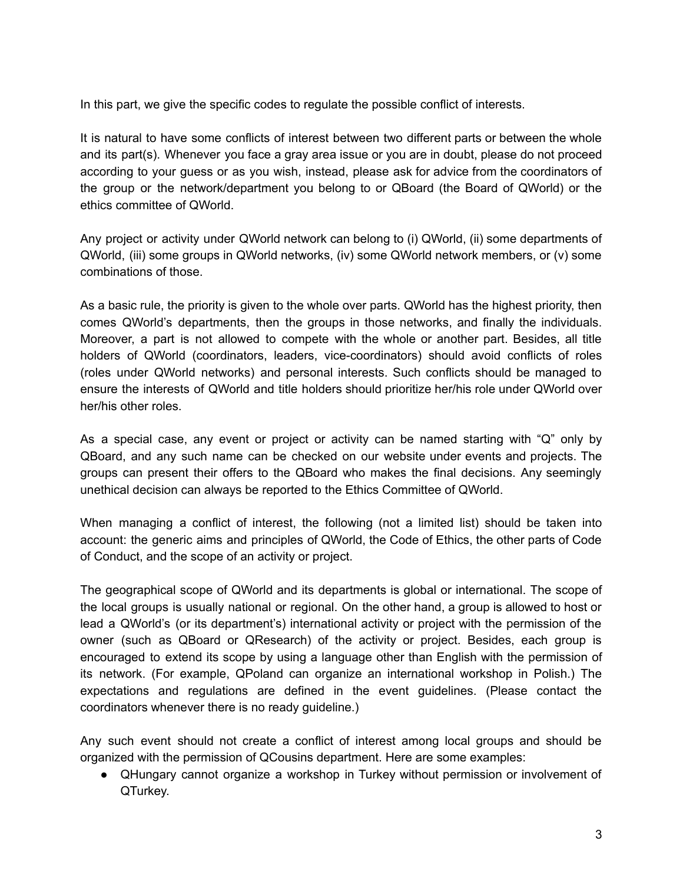In this part, we give the specific codes to regulate the possible conflict of interests.

It is natural to have some conflicts of interest between two different parts or between the whole and its part(s). Whenever you face a gray area issue or you are in doubt, please do not proceed according to your guess or as you wish, instead, please ask for advice from the coordinators of the group or the network/department you belong to or QBoard (the Board of QWorld) or the ethics committee of QWorld.

Any project or activity under QWorld network can belong to (i) QWorld, (ii) some departments of QWorld, (iii) some groups in QWorld networks, (iv) some QWorld network members, or (v) some combinations of those.

As a basic rule, the priority is given to the whole over parts. QWorld has the highest priority, then comes QWorld's departments, then the groups in those networks, and finally the individuals. Moreover, a part is not allowed to compete with the whole or another part. Besides, all title holders of QWorld (coordinators, leaders, vice-coordinators) should avoid conflicts of roles (roles under QWorld networks) and personal interests. Such conflicts should be managed to ensure the interests of QWorld and title holders should prioritize her/his role under QWorld over her/his other roles.

As a special case, any event or project or activity can be named starting with "Q" only by QBoard, and any such name can be checked on our website under events and projects. The groups can present their offers to the QBoard who makes the final decisions. Any seemingly unethical decision can always be reported to the Ethics Committee of QWorld.

When managing a conflict of interest, the following (not a limited list) should be taken into account: the generic aims and principles of QWorld, the Code of Ethics, the other parts of Code of Conduct, and the scope of an activity or project.

The geographical scope of QWorld and its departments is global or international. The scope of the local groups is usually national or regional. On the other hand, a group is allowed to host or lead a QWorld's (or its department's) international activity or project with the permission of the owner (such as QBoard or QResearch) of the activity or project. Besides, each group is encouraged to extend its scope by using a language other than English with the permission of its network. (For example, QPoland can organize an international workshop in Polish.) The expectations and regulations are defined in the event guidelines. (Please contact the coordinators whenever there is no ready guideline.)

Any such event should not create a conflict of interest among local groups and should be organized with the permission of QCousins department. Here are some examples:

- QHungary cannot organize a workshop in Turkey without permission or involvement of QTurkey.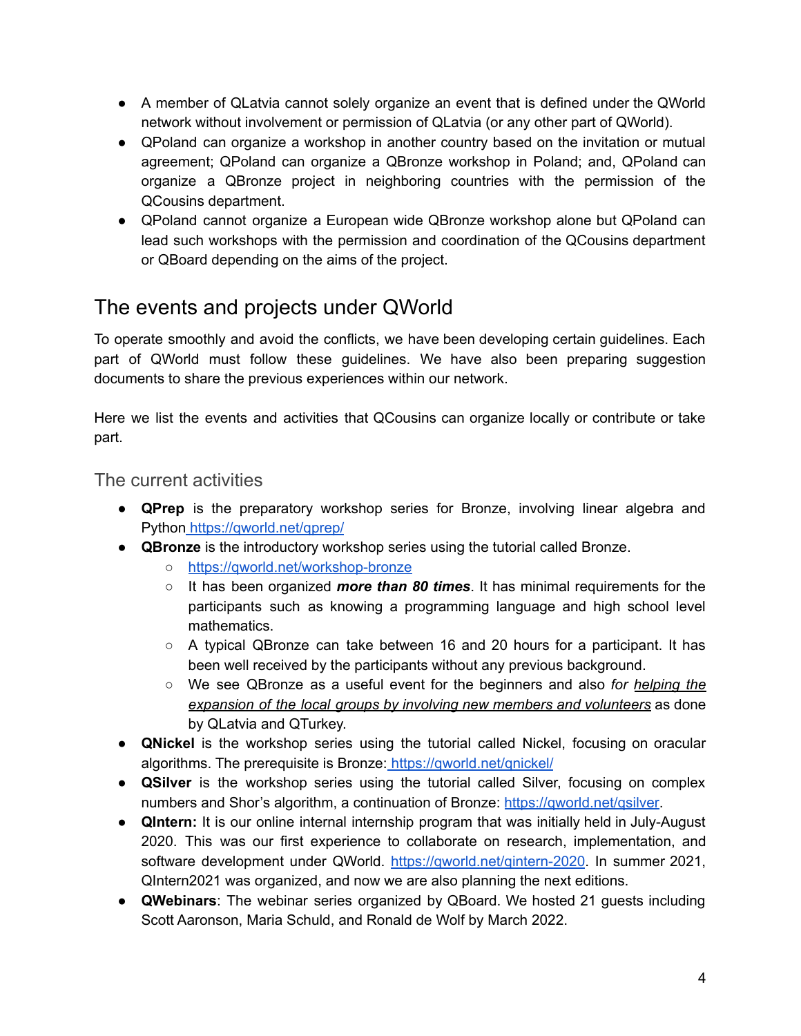- A member of QLatvia cannot solely organize an event that is defined under the QWorld network without involvement or permission of QLatvia (or any other part of QWorld).
- QPoland can organize a workshop in another country based on the invitation or mutual agreement; QPoland can organize a QBronze workshop in Poland; and, QPoland can organize a QBronze project in neighboring countries with the permission of the QCousins department.
- QPoland cannot organize a European wide QBronze workshop alone but QPoland can lead such workshops with the permission and coordination of the QCousins department or QBoard depending on the aims of the project.

## The events and projects under QWorld

To operate smoothly and avoid the conflicts, we have been developing certain guidelines. Each part of QWorld must follow these guidelines. We have also been preparing suggestion documents to share the previous experiences within our network.

Here we list the events and activities that QCousins can organize locally or contribute or take part.

### The current activities

- **QPrep** is the preparatory workshop series for Bronze, involving linear algebra and Python https://qworld.net/qprep/
- **QBronze** is the introductory workshop series using the tutorial called Bronze.
  - https://qworld.net/workshop-bronze
  - It has been organized ***more than 80 times***. It has minimal requirements for the participants such as knowing a programming language and high school level mathematics.
  - A typical QBronze can take between 16 and 20 hours for a participant. It has been well received by the participants without any previous background.
  - We see QBronze as a useful event for the beginners and also *for helping the expansion of the local groups by involving new members and volunteers* as done by QLatvia and QTurkey.
- **QNickel** is the workshop series using the tutorial called Nickel, focusing on oracular algorithms. The prerequisite is Bronze: https://qworld.net/qnickel/
- **QSilver** is the workshop series using the tutorial called Silver, focusing on complex numbers and Shor's algorithm, a continuation of Bronze: https://qworld.net/qsilver.
- **QIntern:** It is our online internal internship program that was initially held in July-August 2020. This was our first experience to collaborate on research, implementation, and software development under QWorld. https://qworld.net/qintern-2020. In summer 2021, QIntern2021 was organized, and now we are also planning the next editions.
- **QWebinars**: The webinar series organized by QBoard. We hosted 21 guests including Scott Aaronson, Maria Schuld, and Ronald de Wolf by March 2022.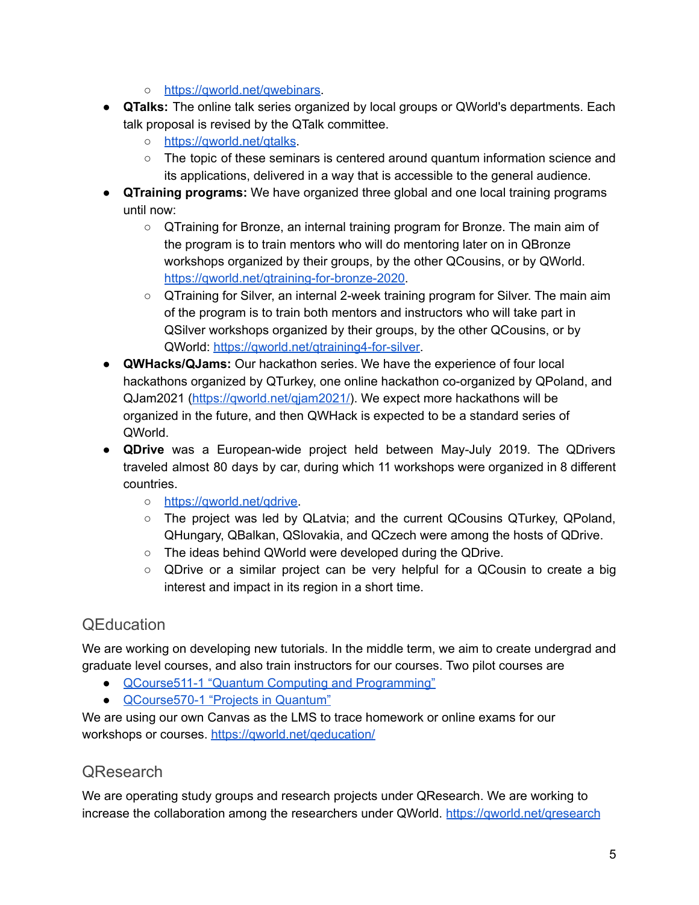- https://qworld.net/qwebinars.
- **QTalks:** The online talk series organized by local groups or QWorld's departments. Each talk proposal is revised by the QTalk committee.
    - https://qworld.net/qtalks.
    - The topic of these seminars is centered around quantum information science and its applications, delivered in a way that is accessible to the general audience.
- **QTraining programs:** We have organized three global and one local training programs until now:
    - QTraining for Bronze, an internal training program for Bronze. The main aim of the program is to train mentors who will do mentoring later on in QBronze workshops organized by their groups, by the other QCousins, or by QWorld. https://qworld.net/qtraining-for-bronze-2020.
    - QTraining for Silver, an internal 2-week training program for Silver. The main aim of the program is to train both mentors and instructors who will take part in QSilver workshops organized by their groups, by the other QCousins, or by QWorld: https://qworld.net/qtraining4-for-silver.
- **QWHacks/QJams:** Our hackathon series. We have the experience of four local hackathons organized by QTurkey, one online hackathon co-organized by QPoland, and QJam2021 (https://qworld.net/qjam2021/). We expect more hackathons will be organized in the future, and then QWHack is expected to be a standard series of QWorld.
- **QDrive** was a European-wide project held between May-July 2019. The QDrivers traveled almost 80 days by car, during which 11 workshops were organized in 8 different countries.
    - https://qworld.net/qdrive.
    - The project was led by QLatvia; and the current QCousins QTurkey, QPoland, QHungary, QBalkan, QSlovakia, and QCzech were among the hosts of QDrive.
    - The ideas behind QWorld were developed during the QDrive.
    - QDrive or a similar project can be very helpful for a QCousin to create a big interest and impact in its region in a short time.

## QEducation

We are working on developing new tutorials. In the middle term, we aim to create undergrad and graduate level courses, and also train instructors for our courses. Two pilot courses are

- QCourse511-1 "Quantum Computing and Programming"
- QCourse570-1 "Projects in Quantum"

We are using our own Canvas as the LMS to trace homework or online exams for our workshops or courses. https://qworld.net/qeducation/

## QResearch

We are operating study groups and research projects under QResearch. We are working to increase the collaboration among the researchers under QWorld. https://qworld.net/qresearch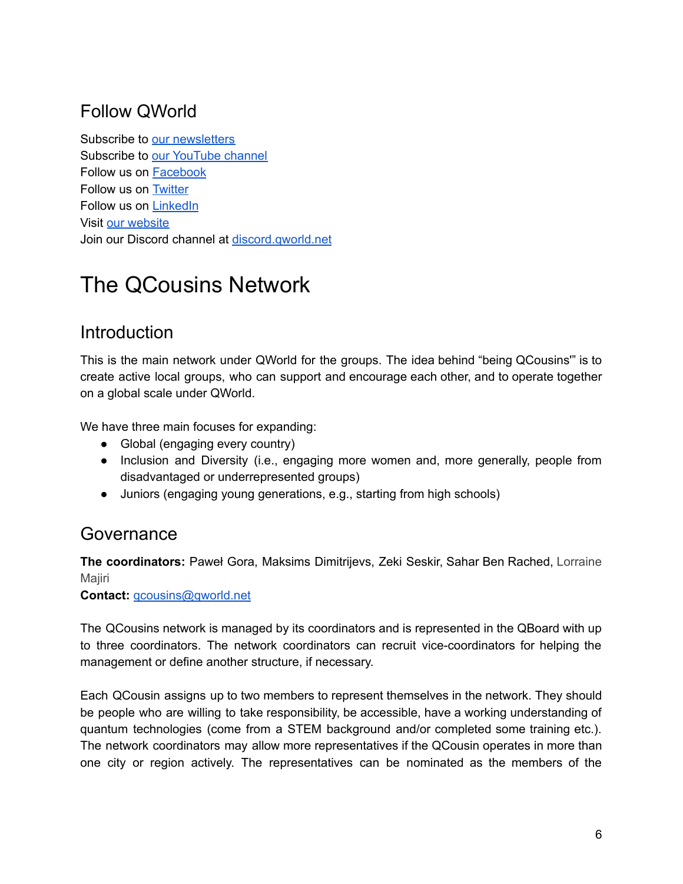## Follow QWorld

Subscribe to our newsletters
Subscribe to our YouTube channel
Follow us on Facebook
Follow us on Twitter
Follow us on LinkedIn
Visit our website
Join our Discord channel at discord.qworld.net

# The QCousins Network

## Introduction

This is the main network under QWorld for the groups. The idea behind "being QCousins'" is to create active local groups, who can support and encourage each other, and to operate together on a global scale under QWorld.

We have three main focuses for expanding:

- Global (engaging every country)
- Inclusion and Diversity (i.e., engaging more women and, more generally, people from disadvantaged or underrepresented groups)
- Juniors (engaging young generations, e.g., starting from high schools)

## Governance

**The coordinators:** Paweł Gora, Maksims Dimitrijevs, Zeki Seskir, Sahar Ben Rached, Lorraine Majiri
**Contact:** qcousins@qworld.net

The QCousins network is managed by its coordinators and is represented in the QBoard with up to three coordinators. The network coordinators can recruit vice-coordinators for helping the management or define another structure, if necessary.

Each QCousin assigns up to two members to represent themselves in the network. They should be people who are willing to take responsibility, be accessible, have a working understanding of quantum technologies (come from a STEM background and/or completed some training etc.). The network coordinators may allow more representatives if the QCousin operates in more than one city or region actively. The representatives can be nominated as the members of the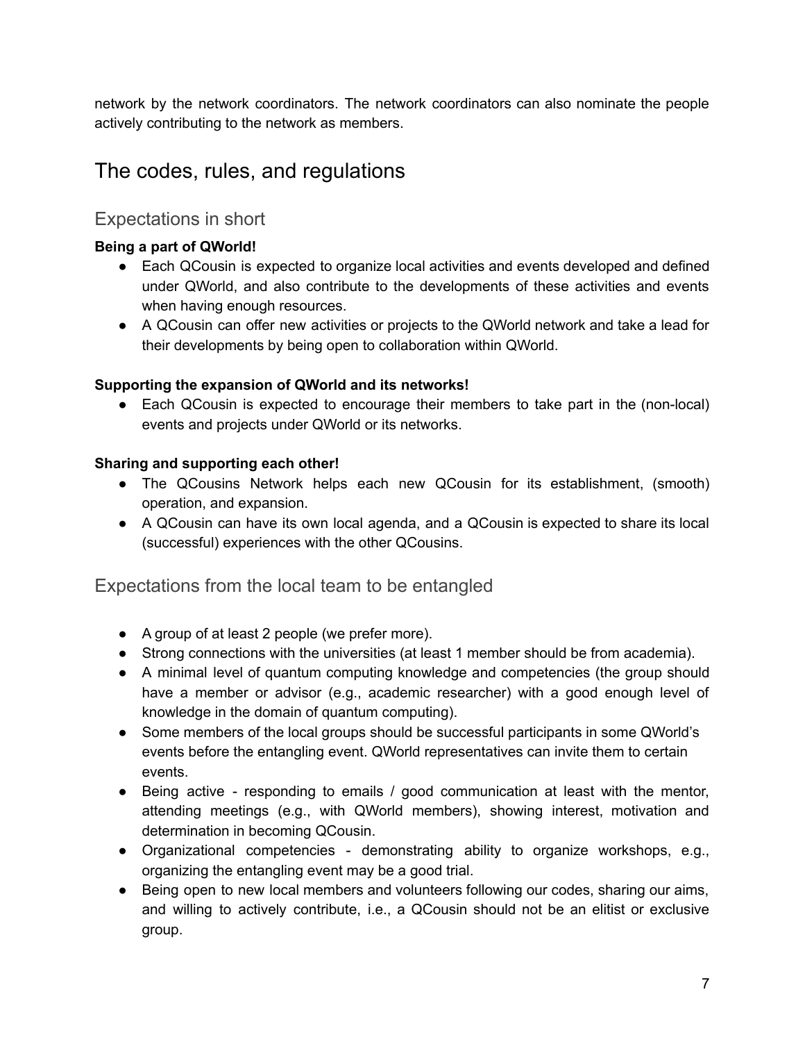network by the network coordinators. The network coordinators can also nominate the people actively contributing to the network as members.

# The codes, rules, and regulations

## Expectations in short

**Being a part of QWorld!**

- Each QCousin is expected to organize local activities and events developed and defined under QWorld, and also contribute to the developments of these activities and events when having enough resources.
- A QCousin can offer new activities or projects to the QWorld network and take a lead for their developments by being open to collaboration within QWorld.

**Supporting the expansion of QWorld and its networks!**

- Each QCousin is expected to encourage their members to take part in the (non-local) events and projects under QWorld or its networks.

**Sharing and supporting each other!**

- The QCousins Network helps each new QCousin for its establishment, (smooth) operation, and expansion.
- A QCousin can have its own local agenda, and a QCousin is expected to share its local (successful) experiences with the other QCousins.

## Expectations from the local team to be entangled

- A group of at least 2 people (we prefer more).
- Strong connections with the universities (at least 1 member should be from academia).
- A minimal level of quantum computing knowledge and competencies (the group should have a member or advisor (e.g., academic researcher) with a good enough level of knowledge in the domain of quantum computing).
- Some members of the local groups should be successful participants in some QWorld's events before the entangling event. QWorld representatives can invite them to certain events.
- Being active - responding to emails / good communication at least with the mentor, attending meetings (e.g., with QWorld members), showing interest, motivation and determination in becoming QCousin.
- Organizational competencies - demonstrating ability to organize workshops, e.g., organizing the entangling event may be a good trial.
- Being open to new local members and volunteers following our codes, sharing our aims, and willing to actively contribute, i.e., a QCousin should not be an elitist or exclusive group.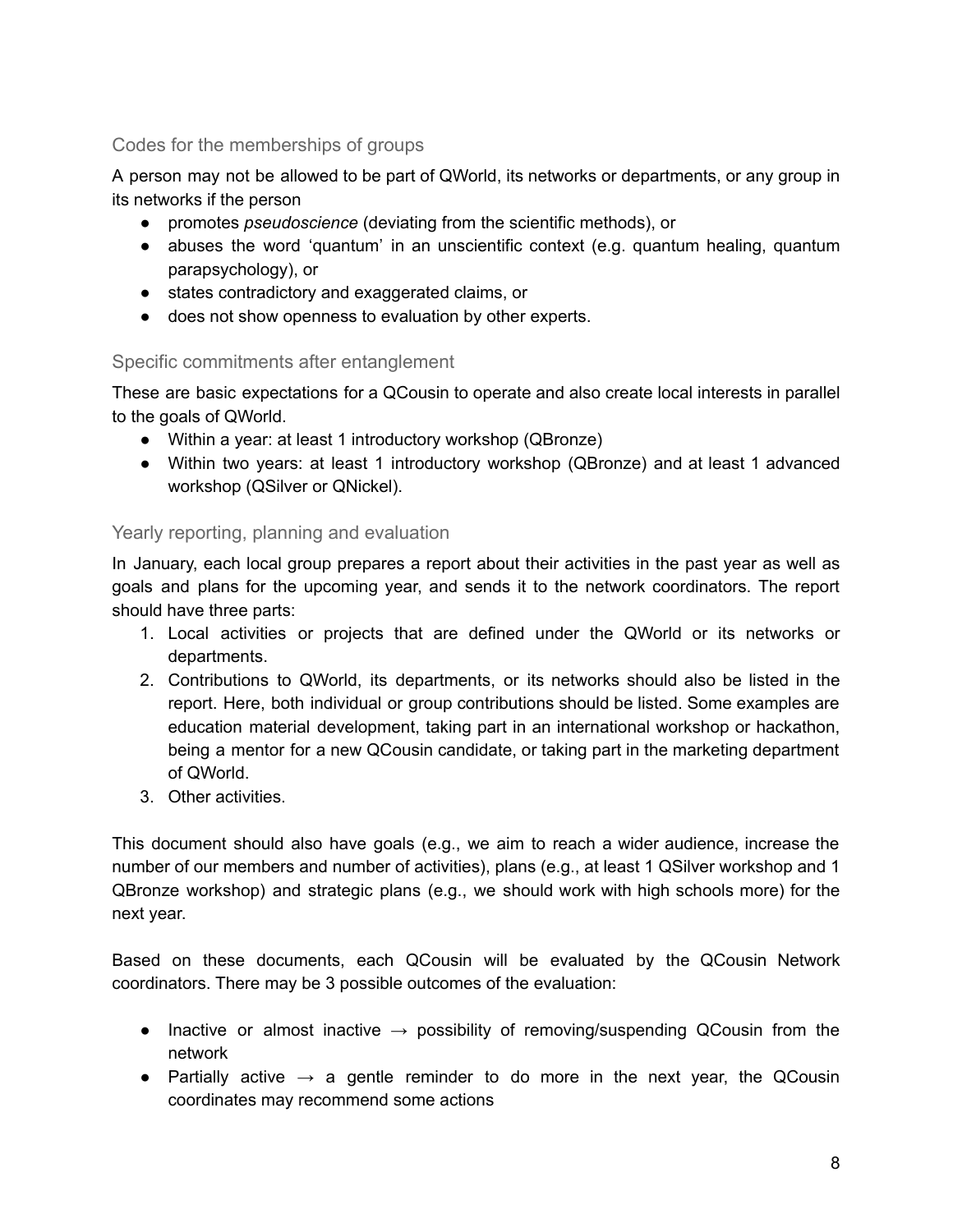### Codes for the memberships of groups

A person may not be allowed to be part of QWorld, its networks or departments, or any group in its networks if the person

- promotes *pseudoscience* (deviating from the scientific methods), or
- abuses the word 'quantum' in an unscientific context (e.g. quantum healing, quantum parapsychology), or
- states contradictory and exaggerated claims, or
- does not show openness to evaluation by other experts.

### Specific commitments after entanglement

These are basic expectations for a QCousin to operate and also create local interests in parallel to the goals of QWorld.

- Within a year: at least 1 introductory workshop (QBronze)
- Within two years: at least 1 introductory workshop (QBronze) and at least 1 advanced workshop (QSilver or QNickel).

### Yearly reporting, planning and evaluation

In January, each local group prepares a report about their activities in the past year as well as goals and plans for the upcoming year, and sends it to the network coordinators. The report should have three parts:

1. Local activities or projects that are defined under the QWorld or its networks or departments.
2. Contributions to QWorld, its departments, or its networks should also be listed in the report. Here, both individual or group contributions should be listed. Some examples are education material development, taking part in an international workshop or hackathon, being a mentor for a new QCousin candidate, or taking part in the marketing department of QWorld.
3. Other activities.

This document should also have goals (e.g., we aim to reach a wider audience, increase the number of our members and number of activities), plans (e.g., at least 1 QSilver workshop and 1 QBronze workshop) and strategic plans (e.g., we should work with high schools more) for the next year.

Based on these documents, each QCousin will be evaluated by the QCousin Network coordinators. There may be 3 possible outcomes of the evaluation:

- Inactive or almost inactive → possibility of removing/suspending QCousin from the network
- Partially active → a gentle reminder to do more in the next year, the QCousin coordinates may recommend some actions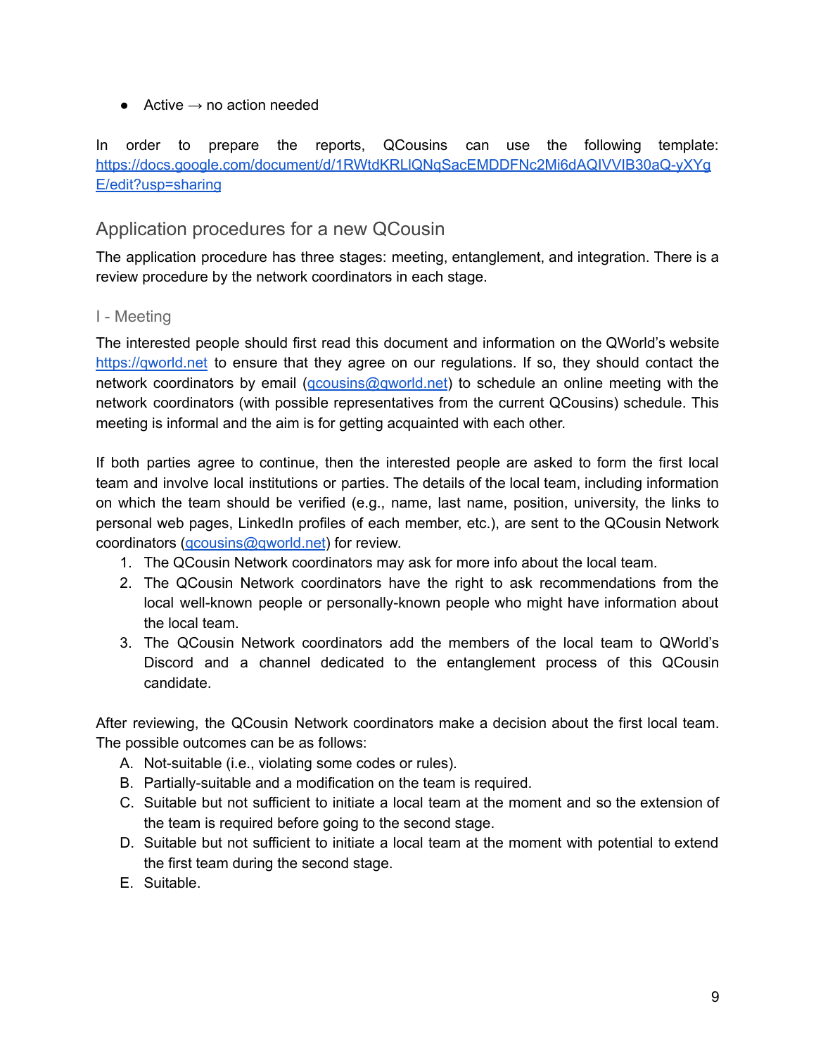- Active → no action needed

In order to prepare the reports, QCousins can use the following template: https://docs.google.com/document/d/1RWtdKRLlQNqSacEMDDFNc2Mi6dAQIVVIB30aQ-yXYgE/edit?usp=sharing

## Application procedures for a new QCousin

The application procedure has three stages: meeting, entanglement, and integration. There is a review procedure by the network coordinators in each stage.

### I - Meeting

The interested people should first read this document and information on the QWorld's website https://qworld.net to ensure that they agree on our regulations. If so, they should contact the network coordinators by email (qcousins@qworld.net) to schedule an online meeting with the network coordinators (with possible representatives from the current QCousins) schedule. This meeting is informal and the aim is for getting acquainted with each other.

If both parties agree to continue, then the interested people are asked to form the first local team and involve local institutions or parties. The details of the local team, including information on which the team should be verified (e.g., name, last name, position, university, the links to personal web pages, LinkedIn profiles of each member, etc.), are sent to the QCousin Network coordinators (qcousins@qworld.net) for review.

1. The QCousin Network coordinators may ask for more info about the local team.
2. The QCousin Network coordinators have the right to ask recommendations from the local well-known people or personally-known people who might have information about the local team.
3. The QCousin Network coordinators add the members of the local team to QWorld's Discord and a channel dedicated to the entanglement process of this QCousin candidate.

After reviewing, the QCousin Network coordinators make a decision about the first local team. The possible outcomes can be as follows:

A. Not-suitable (i.e., violating some codes or rules).
B. Partially-suitable and a modification on the team is required.
C. Suitable but not sufficient to initiate a local team at the moment and so the extension of the team is required before going to the second stage.
D. Suitable but not sufficient to initiate a local team at the moment with potential to extend the first team during the second stage.
E. Suitable.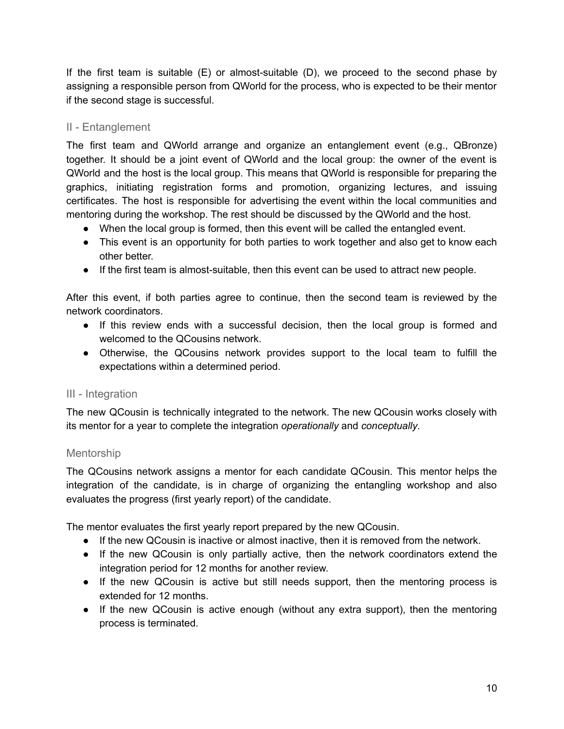If the first team is suitable (E) or almost-suitable (D), we proceed to the second phase by assigning a responsible person from QWorld for the process, who is expected to be their mentor if the second stage is successful.

### II - Entanglement

The first team and QWorld arrange and organize an entanglement event (e.g., QBronze) together. It should be a joint event of QWorld and the local group: the owner of the event is QWorld and the host is the local group. This means that QWorld is responsible for preparing the graphics, initiating registration forms and promotion, organizing lectures, and issuing certificates. The host is responsible for advertising the event within the local communities and mentoring during the workshop. The rest should be discussed by the QWorld and the host.

- When the local group is formed, then this event will be called the entangled event.
- This event is an opportunity for both parties to work together and also get to know each other better.
- If the first team is almost-suitable, then this event can be used to attract new people.

After this event, if both parties agree to continue, then the second team is reviewed by the network coordinators.

- If this review ends with a successful decision, then the local group is formed and welcomed to the QCousins network.
- Otherwise, the QCousins network provides support to the local team to fulfill the expectations within a determined period.

### III - Integration

The new QCousin is technically integrated to the network. The new QCousin works closely with its mentor for a year to complete the integration *operationally* and *conceptually*.

### Mentorship

The QCousins network assigns a mentor for each candidate QCousin. This mentor helps the integration of the candidate, is in charge of organizing the entangling workshop and also evaluates the progress (first yearly report) of the candidate.

The mentor evaluates the first yearly report prepared by the new QCousin.

- If the new QCousin is inactive or almost inactive, then it is removed from the network.
- If the new QCousin is only partially active, then the network coordinators extend the integration period for 12 months for another review.
- If the new QCousin is active but still needs support, then the mentoring process is extended for 12 months.
- If the new QCousin is active enough (without any extra support), then the mentoring process is terminated.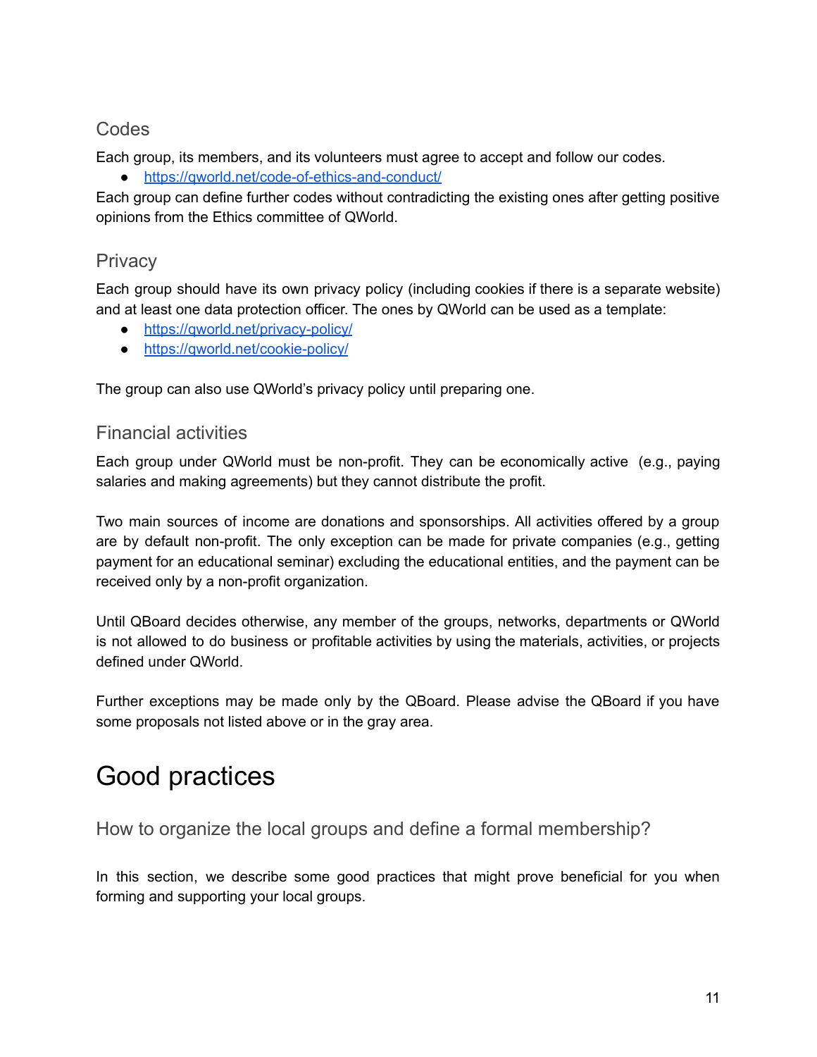### Codes

Each group, its members, and its volunteers must agree to accept and follow our codes.

- https://qworld.net/code-of-ethics-and-conduct/

Each group can define further codes without contradicting the existing ones after getting positive opinions from the Ethics committee of QWorld.

### Privacy

Each group should have its own privacy policy (including cookies if there is a separate website) and at least one data protection officer. The ones by QWorld can be used as a template:

- https://qworld.net/privacy-policy/
- https://qworld.net/cookie-policy/

The group can also use QWorld's privacy policy until preparing one.

### Financial activities

Each group under QWorld must be non-profit. They can be economically active (e.g., paying salaries and making agreements) but they cannot distribute the profit.

Two main sources of income are donations and sponsorships. All activities offered by a group are by default non-profit. The only exception can be made for private companies (e.g., getting payment for an educational seminar) excluding the educational entities, and the payment can be received only by a non-profit organization.

Until QBoard decides otherwise, any member of the groups, networks, departments or QWorld is not allowed to do business or profitable activities by using the materials, activities, or projects defined under QWorld.

Further exceptions may be made only by the QBoard. Please advise the QBoard if you have some proposals not listed above or in the gray area.

# Good practices

### How to organize the local groups and define a formal membership?

In this section, we describe some good practices that might prove beneficial for you when forming and supporting your local groups.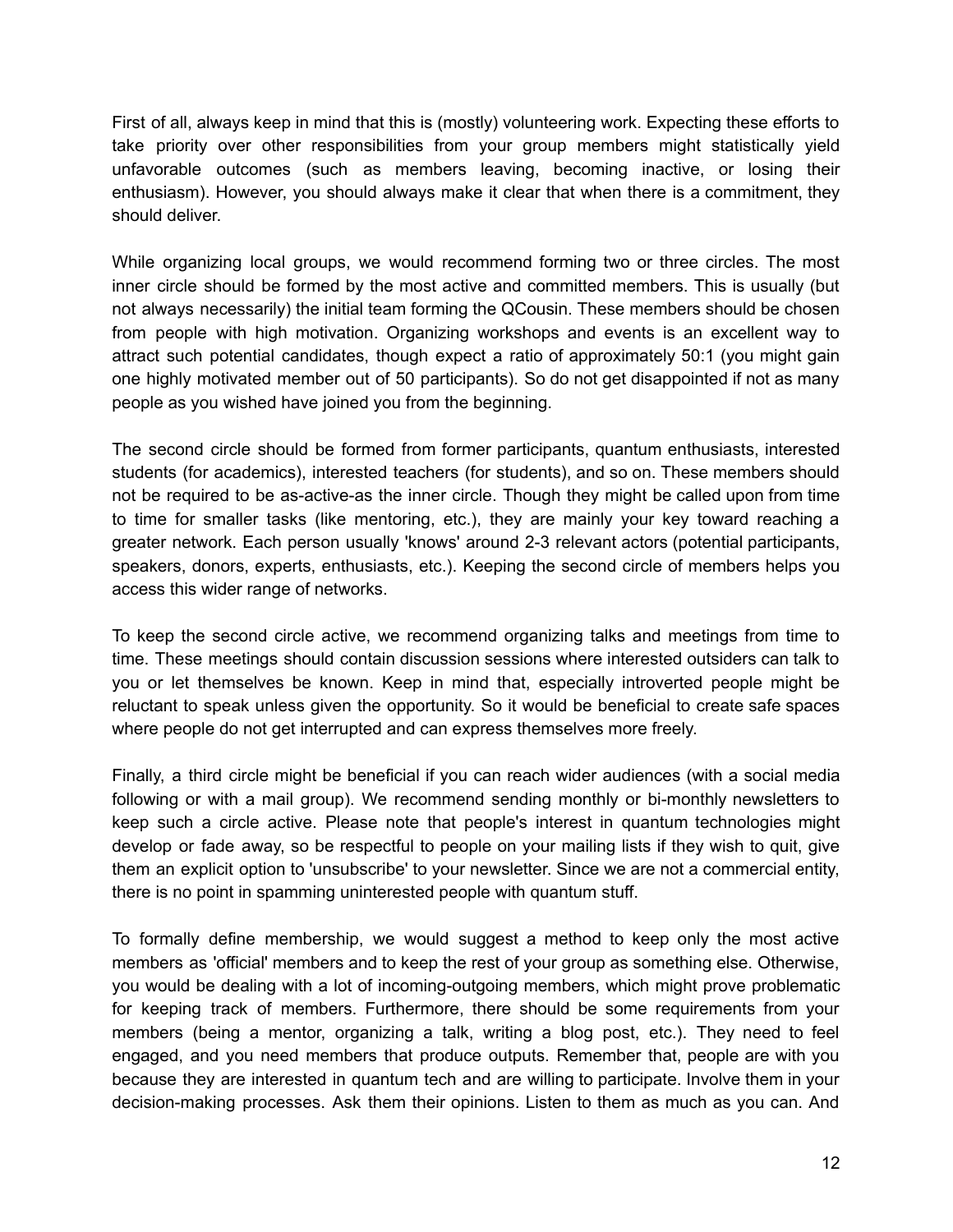First of all, always keep in mind that this is (mostly) volunteering work. Expecting these efforts to take priority over other responsibilities from your group members might statistically yield unfavorable outcomes (such as members leaving, becoming inactive, or losing their enthusiasm). However, you should always make it clear that when there is a commitment, they should deliver.

While organizing local groups, we would recommend forming two or three circles. The most inner circle should be formed by the most active and committed members. This is usually (but not always necessarily) the initial team forming the QCousin. These members should be chosen from people with high motivation. Organizing workshops and events is an excellent way to attract such potential candidates, though expect a ratio of approximately 50:1 (you might gain one highly motivated member out of 50 participants). So do not get disappointed if not as many people as you wished have joined you from the beginning.

The second circle should be formed from former participants, quantum enthusiasts, interested students (for academics), interested teachers (for students), and so on. These members should not be required to be as-active-as the inner circle. Though they might be called upon from time to time for smaller tasks (like mentoring, etc.), they are mainly your key toward reaching a greater network. Each person usually 'knows' around 2-3 relevant actors (potential participants, speakers, donors, experts, enthusiasts, etc.). Keeping the second circle of members helps you access this wider range of networks.

To keep the second circle active, we recommend organizing talks and meetings from time to time. These meetings should contain discussion sessions where interested outsiders can talk to you or let themselves be known. Keep in mind that, especially introverted people might be reluctant to speak unless given the opportunity. So it would be beneficial to create safe spaces where people do not get interrupted and can express themselves more freely.

Finally, a third circle might be beneficial if you can reach wider audiences (with a social media following or with a mail group). We recommend sending monthly or bi-monthly newsletters to keep such a circle active. Please note that people's interest in quantum technologies might develop or fade away, so be respectful to people on your mailing lists if they wish to quit, give them an explicit option to 'unsubscribe' to your newsletter. Since we are not a commercial entity, there is no point in spamming uninterested people with quantum stuff.

To formally define membership, we would suggest a method to keep only the most active members as 'official' members and to keep the rest of your group as something else. Otherwise, you would be dealing with a lot of incoming-outgoing members, which might prove problematic for keeping track of members. Furthermore, there should be some requirements from your members (being a mentor, organizing a talk, writing a blog post, etc.). They need to feel engaged, and you need members that produce outputs. Remember that, people are with you because they are interested in quantum tech and are willing to participate. Involve them in your decision-making processes. Ask them their opinions. Listen to them as much as you can. And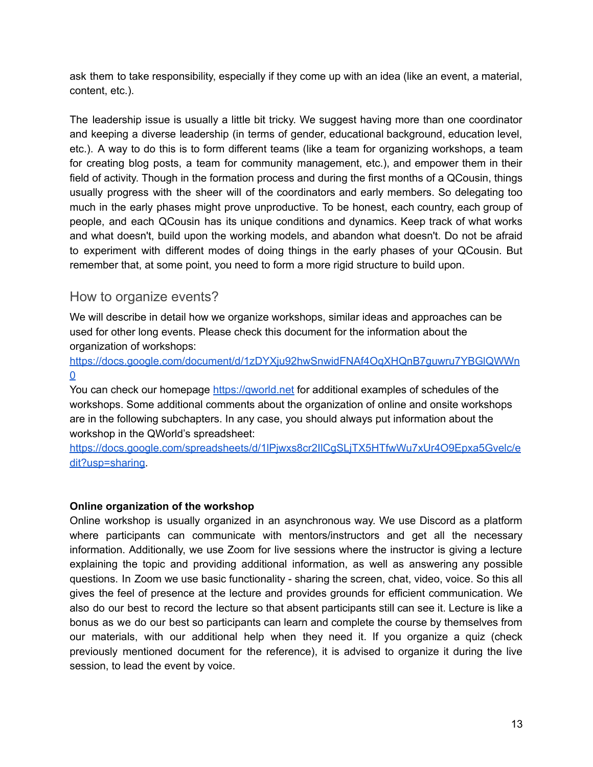ask them to take responsibility, especially if they come up with an idea (like an event, a material, content, etc.).

The leadership issue is usually a little bit tricky. We suggest having more than one coordinator and keeping a diverse leadership (in terms of gender, educational background, education level, etc.). A way to do this is to form different teams (like a team for organizing workshops, a team for creating blog posts, a team for community management, etc.), and empower them in their field of activity. Though in the formation process and during the first months of a QCousin, things usually progress with the sheer will of the coordinators and early members. So delegating too much in the early phases might prove unproductive. To be honest, each country, each group of people, and each QCousin has its unique conditions and dynamics. Keep track of what works and what doesn't, build upon the working models, and abandon what doesn't. Do not be afraid to experiment with different modes of doing things in the early phases of your QCousin. But remember that, at some point, you need to form a more rigid structure to build upon.

## How to organize events?

We will describe in detail how we organize workshops, similar ideas and approaches can be used for other long events. Please check this document for the information about the organization of workshops:
https://docs.google.com/document/d/1zDYXju92hwSnwidFNAf4OqXHQnB7guwru7YBGlQWWn0
You can check our homepage https://qworld.net for additional examples of schedules of the workshops. Some additional comments about the organization of online and onsite workshops are in the following subchapters. In any case, you should always put information about the workshop in the QWorld's spreadsheet:
https://docs.google.com/spreadsheets/d/1lPjwxs8cr2IlCgSLjTX5HTfwWu7xUr4O9Epxa5Gvelc/edit?usp=sharing.

**Online organization of the workshop**

Online workshop is usually organized in an asynchronous way. We use Discord as a platform where participants can communicate with mentors/instructors and get all the necessary information. Additionally, we use Zoom for live sessions where the instructor is giving a lecture explaining the topic and providing additional information, as well as answering any possible questions. In Zoom we use basic functionality - sharing the screen, chat, video, voice. So this all gives the feel of presence at the lecture and provides grounds for efficient communication. We also do our best to record the lecture so that absent participants still can see it. Lecture is like a bonus as we do our best so participants can learn and complete the course by themselves from our materials, with our additional help when they need it. If you organize a quiz (check previously mentioned document for the reference), it is advised to organize it during the live session, to lead the event by voice.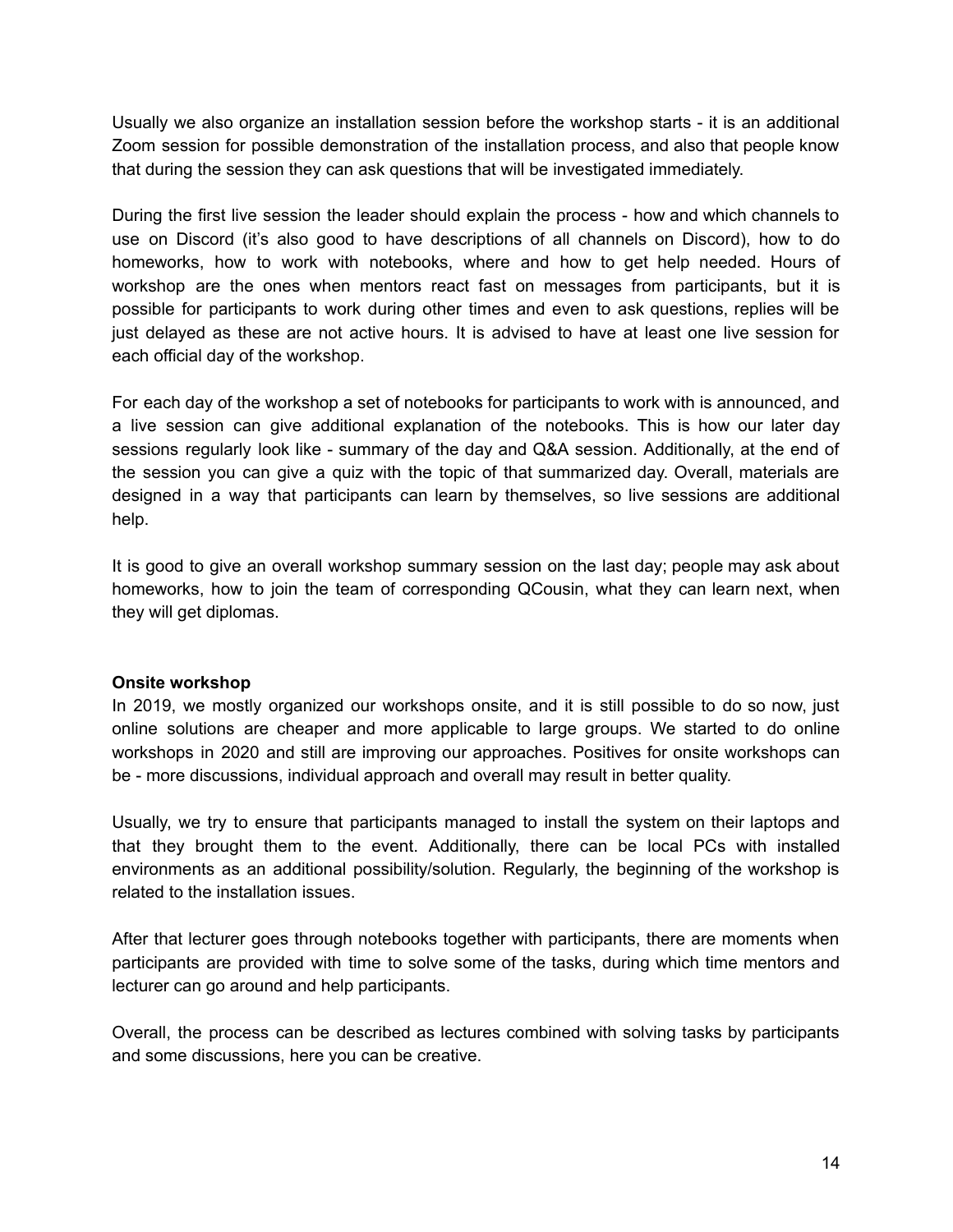Usually we also organize an installation session before the workshop starts - it is an additional Zoom session for possible demonstration of the installation process, and also that people know that during the session they can ask questions that will be investigated immediately.

During the first live session the leader should explain the process - how and which channels to use on Discord (it's also good to have descriptions of all channels on Discord), how to do homeworks, how to work with notebooks, where and how to get help needed. Hours of workshop are the ones when mentors react fast on messages from participants, but it is possible for participants to work during other times and even to ask questions, replies will be just delayed as these are not active hours. It is advised to have at least one live session for each official day of the workshop.

For each day of the workshop a set of notebooks for participants to work with is announced, and a live session can give additional explanation of the notebooks. This is how our later day sessions regularly look like - summary of the day and Q&A session. Additionally, at the end of the session you can give a quiz with the topic of that summarized day. Overall, materials are designed in a way that participants can learn by themselves, so live sessions are additional help.

It is good to give an overall workshop summary session on the last day; people may ask about homeworks, how to join the team of corresponding QCousin, what they can learn next, when they will get diplomas.

**Onsite workshop**

In 2019, we mostly organized our workshops onsite, and it is still possible to do so now, just online solutions are cheaper and more applicable to large groups. We started to do online workshops in 2020 and still are improving our approaches. Positives for onsite workshops can be - more discussions, individual approach and overall may result in better quality.

Usually, we try to ensure that participants managed to install the system on their laptops and that they brought them to the event. Additionally, there can be local PCs with installed environments as an additional possibility/solution. Regularly, the beginning of the workshop is related to the installation issues.

After that lecturer goes through notebooks together with participants, there are moments when participants are provided with time to solve some of the tasks, during which time mentors and lecturer can go around and help participants.

Overall, the process can be described as lectures combined with solving tasks by participants and some discussions, here you can be creative.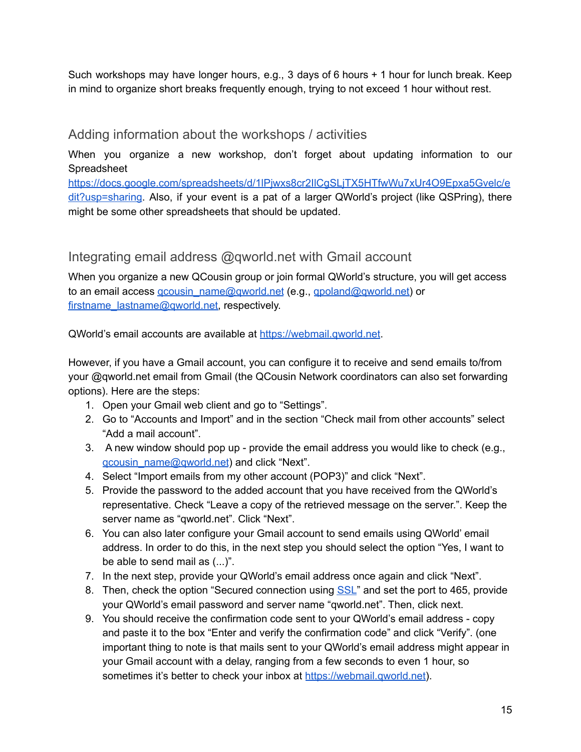Such workshops may have longer hours, e.g., 3 days of 6 hours + 1 hour for lunch break. Keep in mind to organize short breaks frequently enough, trying to not exceed 1 hour without rest.

## Adding information about the workshops / activities

When you organize a new workshop, don't forget about updating information to our Spreadsheet https://docs.google.com/spreadsheets/d/1lPjwxs8cr2lICgSLjTX5HTfwWu7xUr4O9Epxa5Gvelc/edit?usp=sharing. Also, if your event is a pat of a larger QWorld's project (like QSPring), there might be some other spreadsheets that should be updated.

## Integrating email address @qworld.net with Gmail account

When you organize a new QCousin group or join formal QWorld's structure, you will get access to an email access qcousin_name@qworld.net (e.g., qpoland@qworld.net) or firstname_lastname@qworld.net, respectively.

QWorld's email accounts are available at https://webmail.qworld.net.

However, if you have a Gmail account, you can configure it to receive and send emails to/from your @qworld.net email from Gmail (the QCousin Network coordinators can also set forwarding options). Here are the steps:

1. Open your Gmail web client and go to "Settings".
2. Go to "Accounts and Import" and in the section "Check mail from other accounts" select "Add a mail account".
3. A new window should pop up - provide the email address you would like to check (e.g., qcousin_name@qworld.net) and click "Next".
4. Select "Import emails from my other account (POP3)" and click "Next".
5. Provide the password to the added account that you have received from the QWorld's representative. Check "Leave a copy of the retrieved message on the server.". Keep the server name as "qworld.net". Click "Next".
6. You can also later configure your Gmail account to send emails using QWorld' email address. In order to do this, in the next step you should select the option "Yes, I want to be able to send mail as (...)".
7. In the next step, provide your QWorld's email address once again and click "Next".
8. Then, check the option "Secured connection using SSL" and set the port to 465, provide your QWorld's email password and server name "qworld.net". Then, click next.
9. You should receive the confirmation code sent to your QWorld's email address - copy and paste it to the box "Enter and verify the confirmation code" and click "Verify". (one important thing to note is that mails sent to your QWorld's email address might appear in your Gmail account with a delay, ranging from a few seconds to even 1 hour, so sometimes it's better to check your inbox at https://webmail.qworld.net).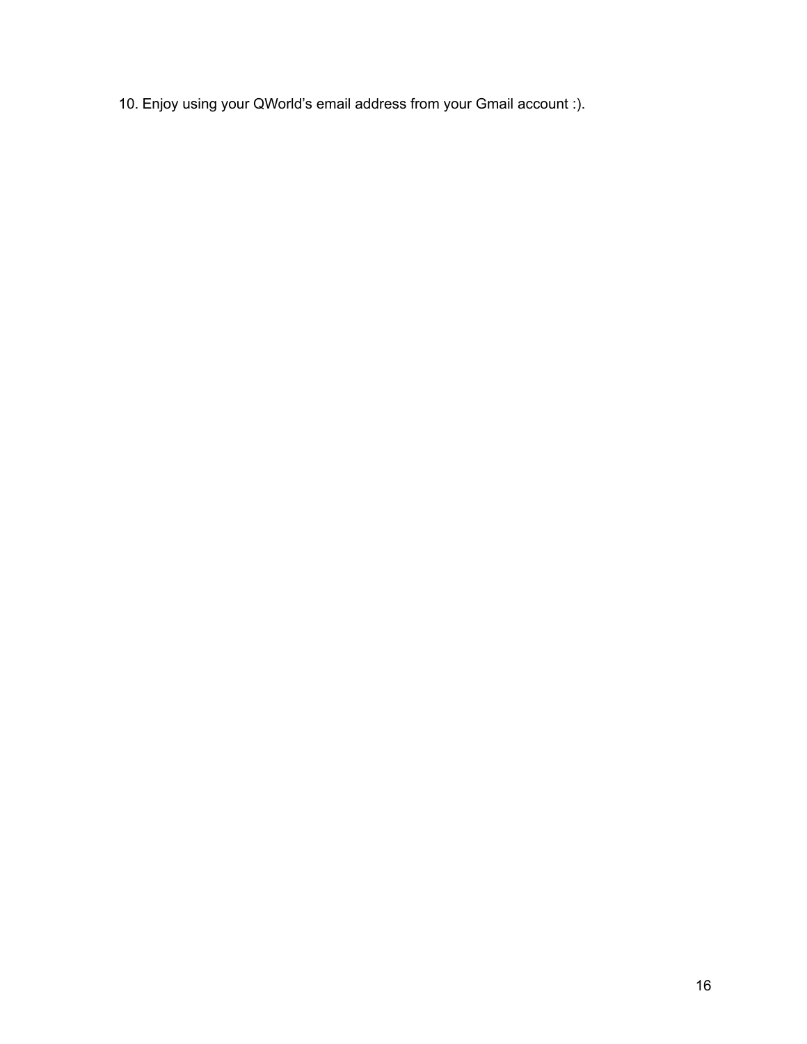10. Enjoy using your QWorld’s email address from your Gmail account :).